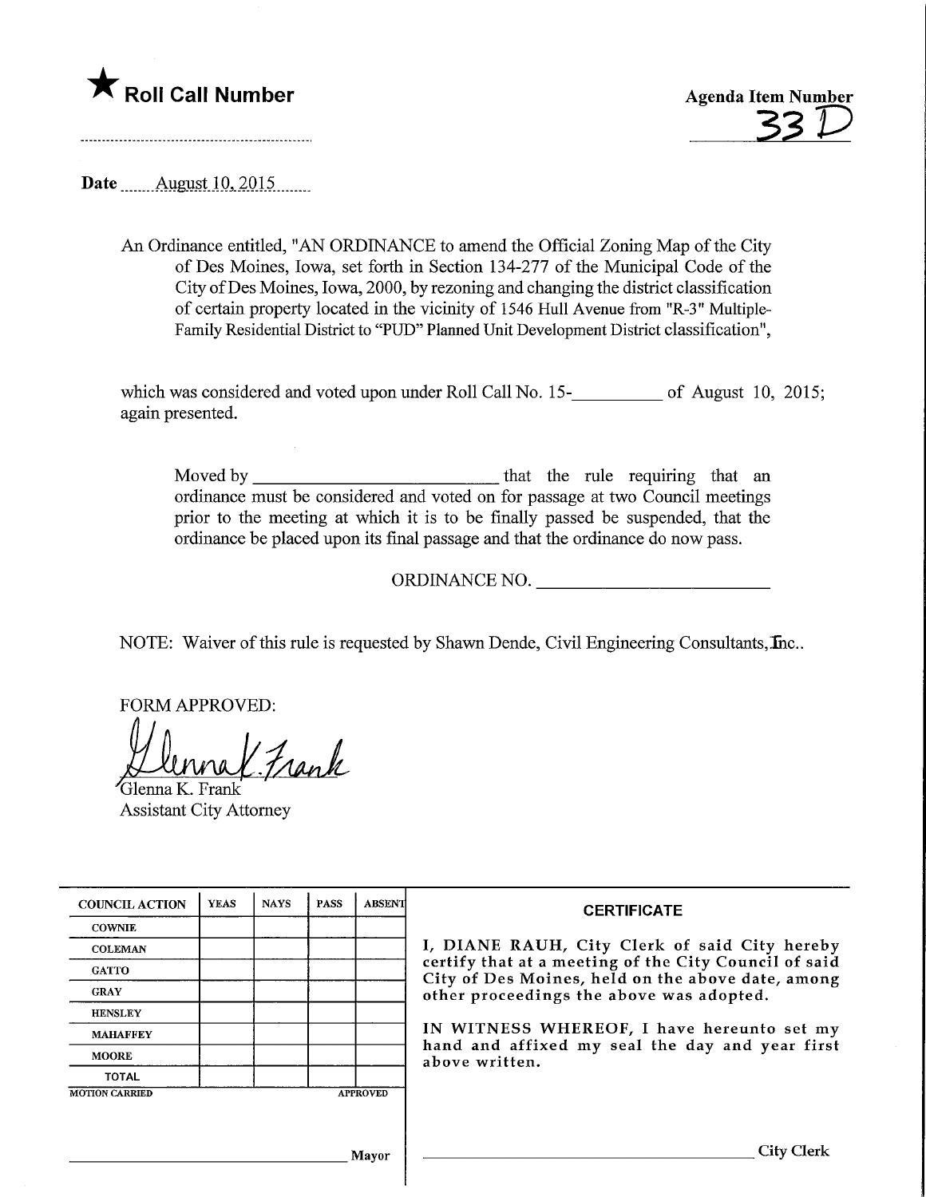★ **Roll Call Number**

-----------------------------------------------

**Agenda Item Number**
33 D

**Date** August 10, 2015

An Ordinance entitled, "AN ORDINANCE to amend the Official Zoning Map of the City of Des Moines, Iowa, set forth in Section 134-277 of the Municipal Code of the City of Des Moines, Iowa, 2000, by rezoning and changing the district classification of certain property located in the vicinity of 1546 Hull Avenue from "R-3" Multiple-Family Residential District to "PUD" Planned Unit Development District classification",

which was considered and voted upon under Roll Call No. 15-__________ of August 10, 2015; again presented.

Moved by ______________________________ that the rule requiring that an ordinance must be considered and voted on for passage at two Council meetings prior to the meeting at which it is to be finally passed be suspended, that the ordinance be placed upon its final passage and that the ordinance do now pass.

ORDINANCE NO. ______________________________

NOTE: Waiver of this rule is requested by Shawn Dende, Civil Engineering Consultants, Inc..

FORM APPROVED:

Glenna K. Frank
Glenna K. Frank
Assistant City Attorney

| COUNCIL ACTION | YEAS | NAYS | PASS | ABSENT |
|---|---|---|---|---|
| COWNIE | | | | |
| COLEMAN | | | | |
| GATTO | | | | |
| GRAY | | | | |
| HENSLEY | | | | |
| MAHAFFEY | | | | |
| MOORE | | | | |
| TOTAL | | | | |

MOTION CARRIED APPROVED

______________________________ Mayor

**CERTIFICATE**

I, DIANE RAUH, City Clerk of said City hereby certify that at a meeting of the City Council of said City of Des Moines, held on the above date, among other proceedings the above was adopted.

IN WITNESS WHEREOF, I have hereunto set my hand and affixed my seal the day and year first above written.

______________________________ City Clerk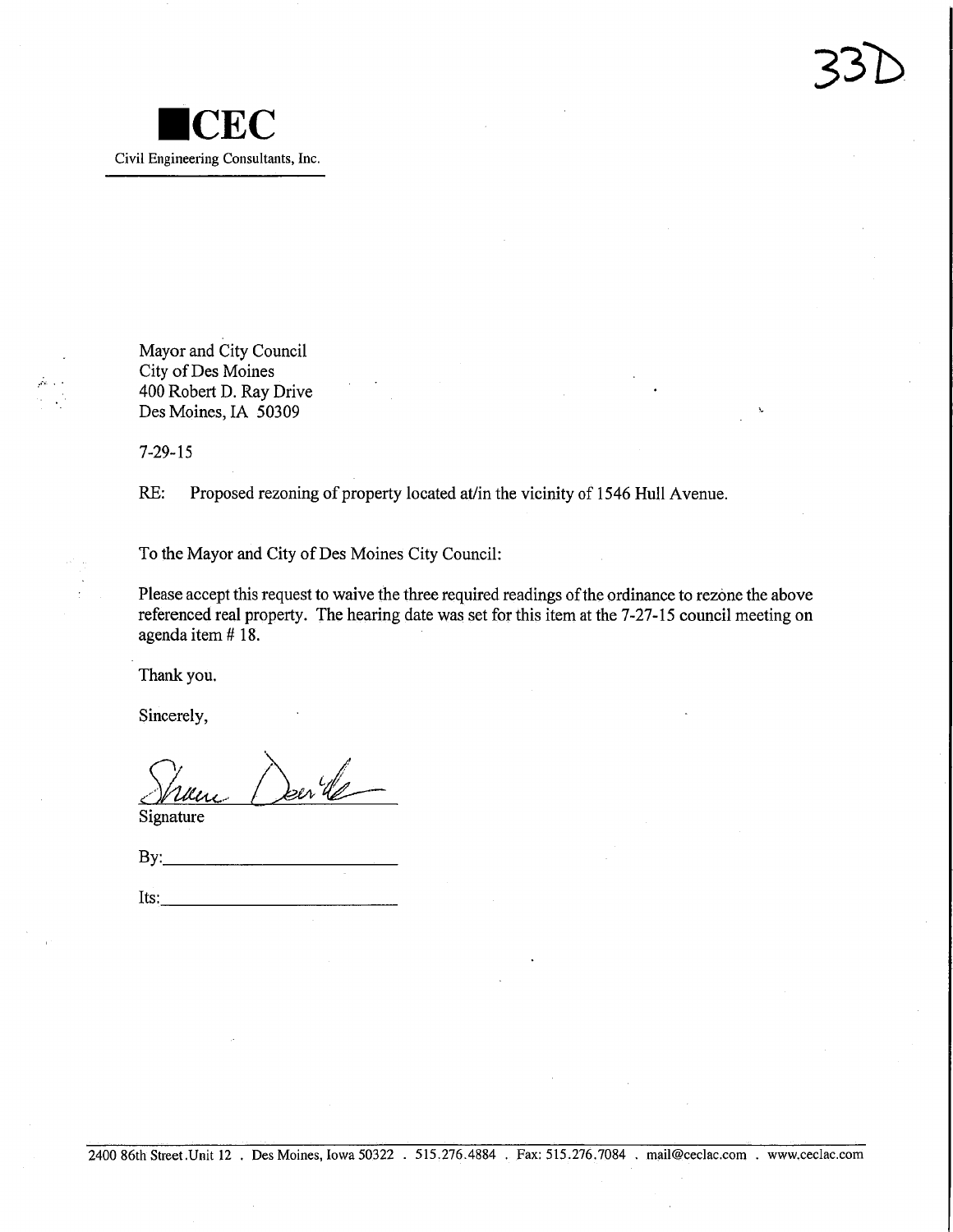33D

**CEC**
Civil Engineering Consultants, Inc.

Mayor and City Council
City of Des Moines
400 Robert D. Ray Drive
Des Moines, IA 50309

7-29-15

RE: Proposed rezoning of property located at/in the vicinity of 1546 Hull Avenue.

To the Mayor and City of Des Moines City Council:

Please accept this request to waive the three required readings of the ordinance to rezone the above referenced real property. The hearing date was set for this item at the 7-27-15 council meeting on agenda item # 18.

Thank you.

Sincerely,

Signature

By:\_\_\_\_\_\_\_\_\_\_\_\_\_\_\_\_\_\_\_\_\_\_\_\_\_\_

Its:\_\_\_\_\_\_\_\_\_\_\_\_\_\_\_\_\_\_\_\_\_\_\_\_\_\_

2400 86th Street.Unit 12 . Des Moines, Iowa 50322 . 515.276.4884 . Fax: 515.276.7084 . mail@ceclac.com . www.ceclac.com